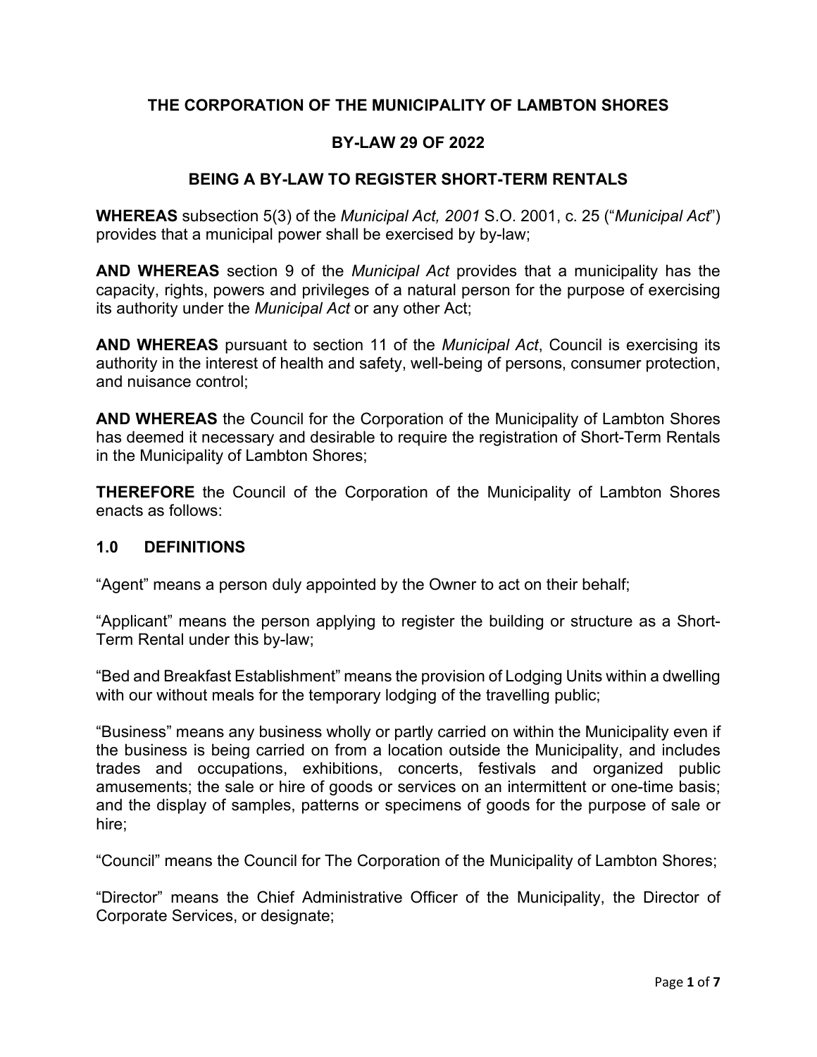# THE CORPORATION OF THE MUNICIPALITY OF LAMBTON SHORES

## BY-LAW 29 OF 2022

## BEING A BY-LAW TO REGISTER SHORT-TERM RENTALS

**WHEREAS** subsection 5(3) of the *Municipal Act, 2001* S.O. 2001, c. 25 ("*Municipal Act*") provides that a municipal power shall be exercised by by-law;

**AND WHEREAS** section 9 of the *Municipal Act* provides that a municipality has the capacity, rights, powers and privileges of a natural person for the purpose of exercising its authority under the *Municipal Act* or any other Act;

**AND WHEREAS** pursuant to section 11 of the *Municipal Act*, Council is exercising its authority in the interest of health and safety, well-being of persons, consumer protection, and nuisance control;

**AND WHEREAS** the Council for the Corporation of the Municipality of Lambton Shores has deemed it necessary and desirable to require the registration of Short-Term Rentals in the Municipality of Lambton Shores;

**THEREFORE** the Council of the Corporation of the Municipality of Lambton Shores enacts as follows:

### 1.0 DEFINITIONS

"Agent" means a person duly appointed by the Owner to act on their behalf;

"Applicant" means the person applying to register the building or structure as a Short-Term Rental under this by-law;

"Bed and Breakfast Establishment" means the provision of Lodging Units within a dwelling with our without meals for the temporary lodging of the travelling public;

"Business" means any business wholly or partly carried on within the Municipality even if the business is being carried on from a location outside the Municipality, and includes trades and occupations, exhibitions, concerts, festivals and organized public amusements; the sale or hire of goods or services on an intermittent or one-time basis; and the display of samples, patterns or specimens of goods for the purpose of sale or hire;

"Council" means the Council for The Corporation of the Municipality of Lambton Shores;

"Director" means the Chief Administrative Officer of the Municipality, the Director of Corporate Services, or designate;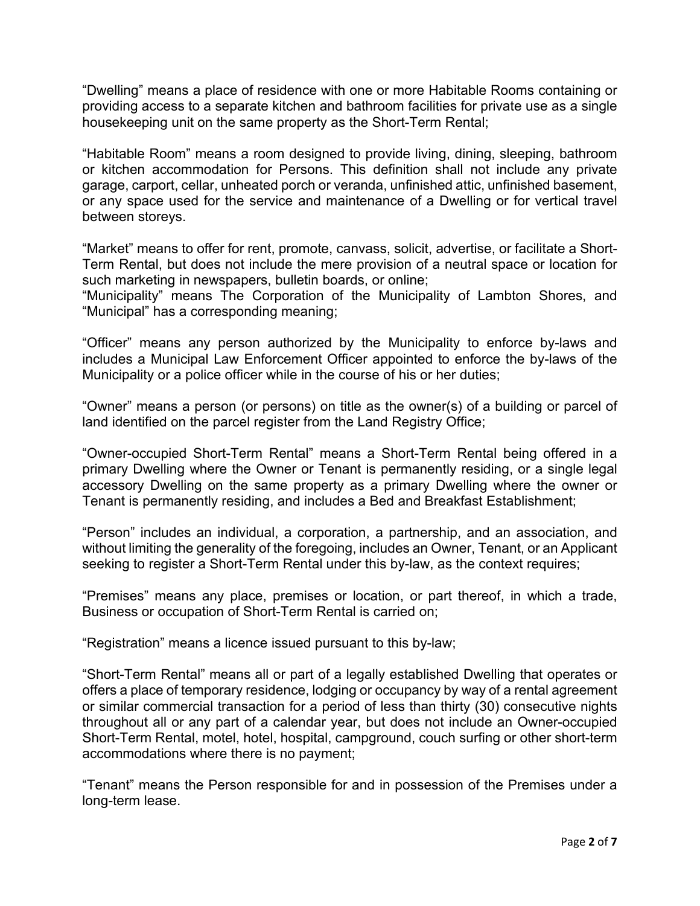"Dwelling" means a place of residence with one or more Habitable Rooms containing or providing access to a separate kitchen and bathroom facilities for private use as a single housekeeping unit on the same property as the Short-Term Rental;

"Habitable Room" means a room designed to provide living, dining, sleeping, bathroom or kitchen accommodation for Persons. This definition shall not include any private garage, carport, cellar, unheated porch or veranda, unfinished attic, unfinished basement, or any space used for the service and maintenance of a Dwelling or for vertical travel between storeys.

"Market" means to offer for rent, promote, canvass, solicit, advertise, or facilitate a Short-Term Rental, but does not include the mere provision of a neutral space or location for such marketing in newspapers, bulletin boards, or online;

"Municipality" means The Corporation of the Municipality of Lambton Shores, and "Municipal" has a corresponding meaning;

"Officer" means any person authorized by the Municipality to enforce by-laws and includes a Municipal Law Enforcement Officer appointed to enforce the by-laws of the Municipality or a police officer while in the course of his or her duties;

"Owner" means a person (or persons) on title as the owner(s) of a building or parcel of land identified on the parcel register from the Land Registry Office;

"Owner-occupied Short-Term Rental" means a Short-Term Rental being offered in a primary Dwelling where the Owner or Tenant is permanently residing, or a single legal accessory Dwelling on the same property as a primary Dwelling where the owner or Tenant is permanently residing, and includes a Bed and Breakfast Establishment;

"Person" includes an individual, a corporation, a partnership, and an association, and without limiting the generality of the foregoing, includes an Owner, Tenant, or an Applicant seeking to register a Short-Term Rental under this by-law, as the context requires;

"Premises" means any place, premises or location, or part thereof, in which a trade, Business or occupation of Short-Term Rental is carried on;

"Registration" means a licence issued pursuant to this by-law;

"Short-Term Rental" means all or part of a legally established Dwelling that operates or offers a place of temporary residence, lodging or occupancy by way of a rental agreement or similar commercial transaction for a period of less than thirty (30) consecutive nights throughout all or any part of a calendar year, but does not include an Owner-occupied Short-Term Rental, motel, hotel, hospital, campground, couch surfing or other short-term accommodations where there is no payment;

"Tenant" means the Person responsible for and in possession of the Premises under a long-term lease.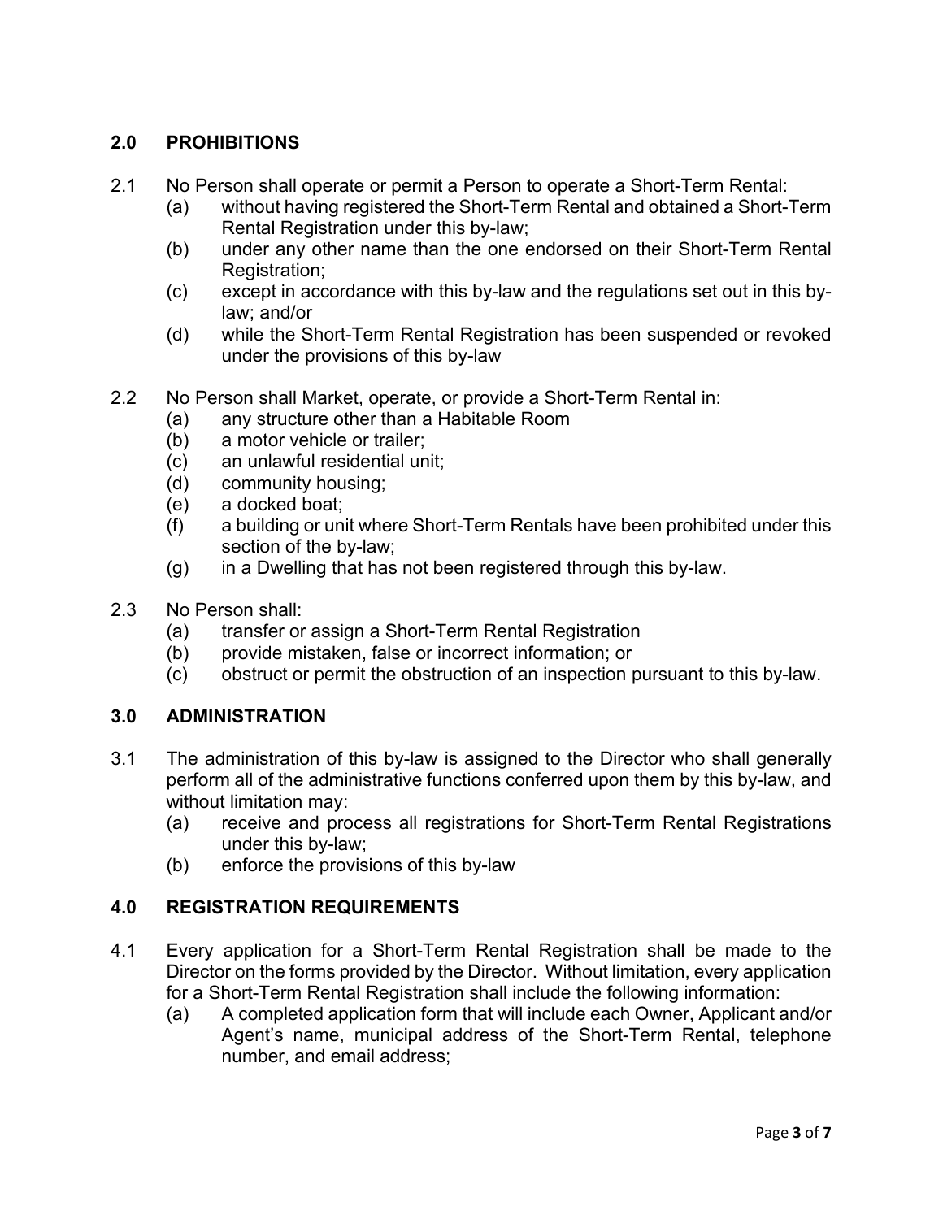## 2.0 PROHIBITIONS

2.1 No Person shall operate or permit a Person to operate a Short-Term Rental:

- (a) without having registered the Short-Term Rental and obtained a Short-Term Rental Registration under this by-law;
- (b) under any other name than the one endorsed on their Short-Term Rental Registration;
- (c) except in accordance with this by-law and the regulations set out in this by-law; and/or
- (d) while the Short-Term Rental Registration has been suspended or revoked under the provisions of this by-law

2.2 No Person shall Market, operate, or provide a Short-Term Rental in:

- (a) any structure other than a Habitable Room
- (b) a motor vehicle or trailer;
- (c) an unlawful residential unit;
- (d) community housing;
- (e) a docked boat;
- (f) a building or unit where Short-Term Rentals have been prohibited under this section of the by-law;
- (g) in a Dwelling that has not been registered through this by-law.

2.3 No Person shall:

- (a) transfer or assign a Short-Term Rental Registration
- (b) provide mistaken, false or incorrect information; or
- (c) obstruct or permit the obstruction of an inspection pursuant to this by-law.

## 3.0 ADMINISTRATION

3.1 The administration of this by-law is assigned to the Director who shall generally perform all of the administrative functions conferred upon them by this by-law, and without limitation may:

- (a) receive and process all registrations for Short-Term Rental Registrations under this by-law;
- (b) enforce the provisions of this by-law

## 4.0 REGISTRATION REQUIREMENTS

4.1 Every application for a Short-Term Rental Registration shall be made to the Director on the forms provided by the Director. Without limitation, every application for a Short-Term Rental Registration shall include the following information:

- (a) A completed application form that will include each Owner, Applicant and/or Agent's name, municipal address of the Short-Term Rental, telephone number, and email address;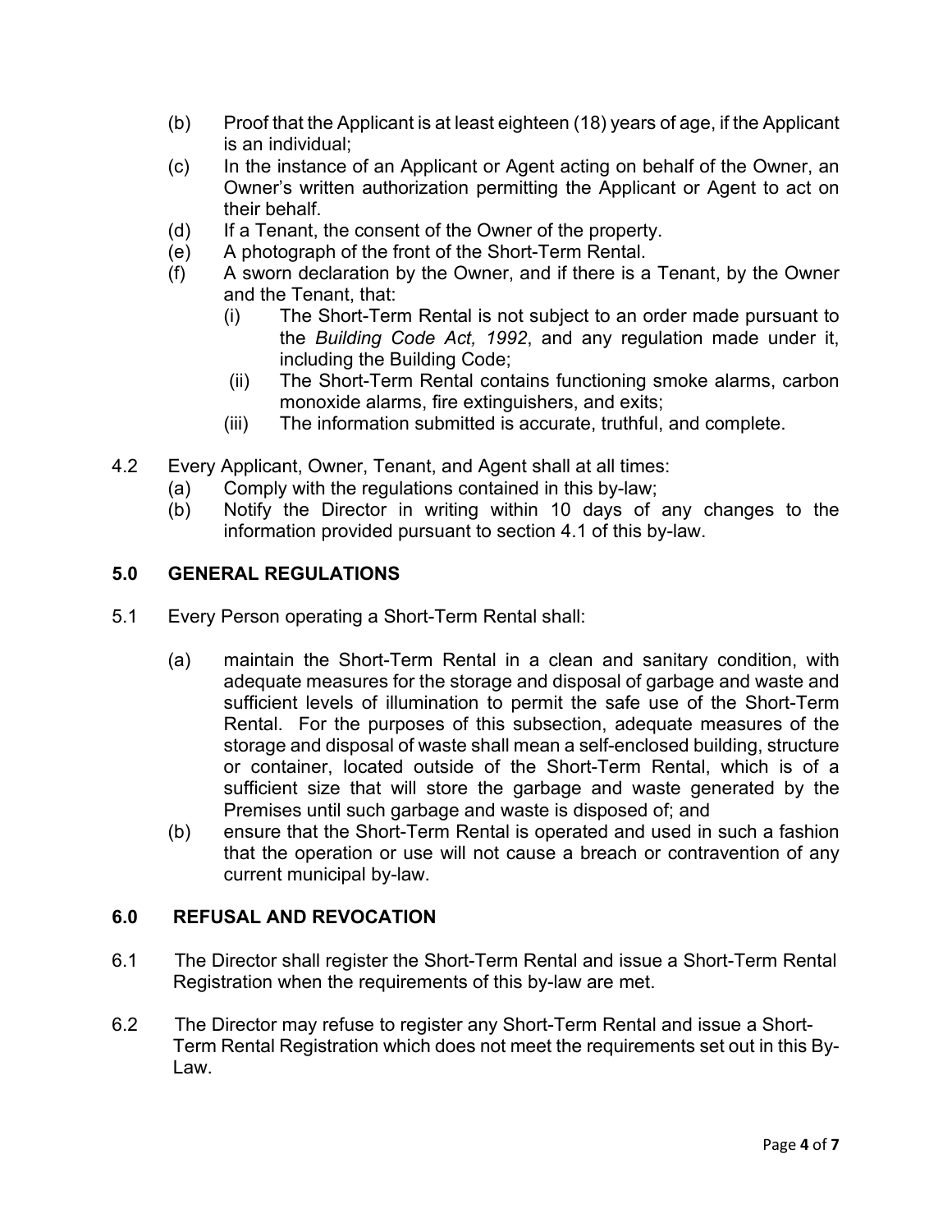(b) Proof that the Applicant is at least eighteen (18) years of age, if the Applicant is an individual;

(c) In the instance of an Applicant or Agent acting on behalf of the Owner, an Owner's written authorization permitting the Applicant or Agent to act on their behalf.

(d) If a Tenant, the consent of the Owner of the property.

(e) A photograph of the front of the Short-Term Rental.

(f) A sworn declaration by the Owner, and if there is a Tenant, by the Owner and the Tenant, that:

   (i) The Short-Term Rental is not subject to an order made pursuant to the *Building Code Act, 1992*, and any regulation made under it, including the Building Code;

   (ii) The Short-Term Rental contains functioning smoke alarms, carbon monoxide alarms, fire extinguishers, and exits;

   (iii) The information submitted is accurate, truthful, and complete.

4.2 Every Applicant, Owner, Tenant, and Agent shall at all times:

   (a) Comply with the regulations contained in this by-law;

   (b) Notify the Director in writing within 10 days of any changes to the information provided pursuant to section 4.1 of this by-law.

## 5.0 GENERAL REGULATIONS

5.1 Every Person operating a Short-Term Rental shall:

   (a) maintain the Short-Term Rental in a clean and sanitary condition, with adequate measures for the storage and disposal of garbage and waste and sufficient levels of illumination to permit the safe use of the Short-Term Rental. For the purposes of this subsection, adequate measures of the storage and disposal of waste shall mean a self-enclosed building, structure or container, located outside of the Short-Term Rental, which is of a sufficient size that will store the garbage and waste generated by the Premises until such garbage and waste is disposed of; and

   (b) ensure that the Short-Term Rental is operated and used in such a fashion that the operation or use will not cause a breach or contravention of any current municipal by-law.

## 6.0 REFUSAL AND REVOCATION

6.1 The Director shall register the Short-Term Rental and issue a Short-Term Rental Registration when the requirements of this by-law are met.

6.2 The Director may refuse to register any Short-Term Rental and issue a Short-Term Rental Registration which does not meet the requirements set out in this By-Law.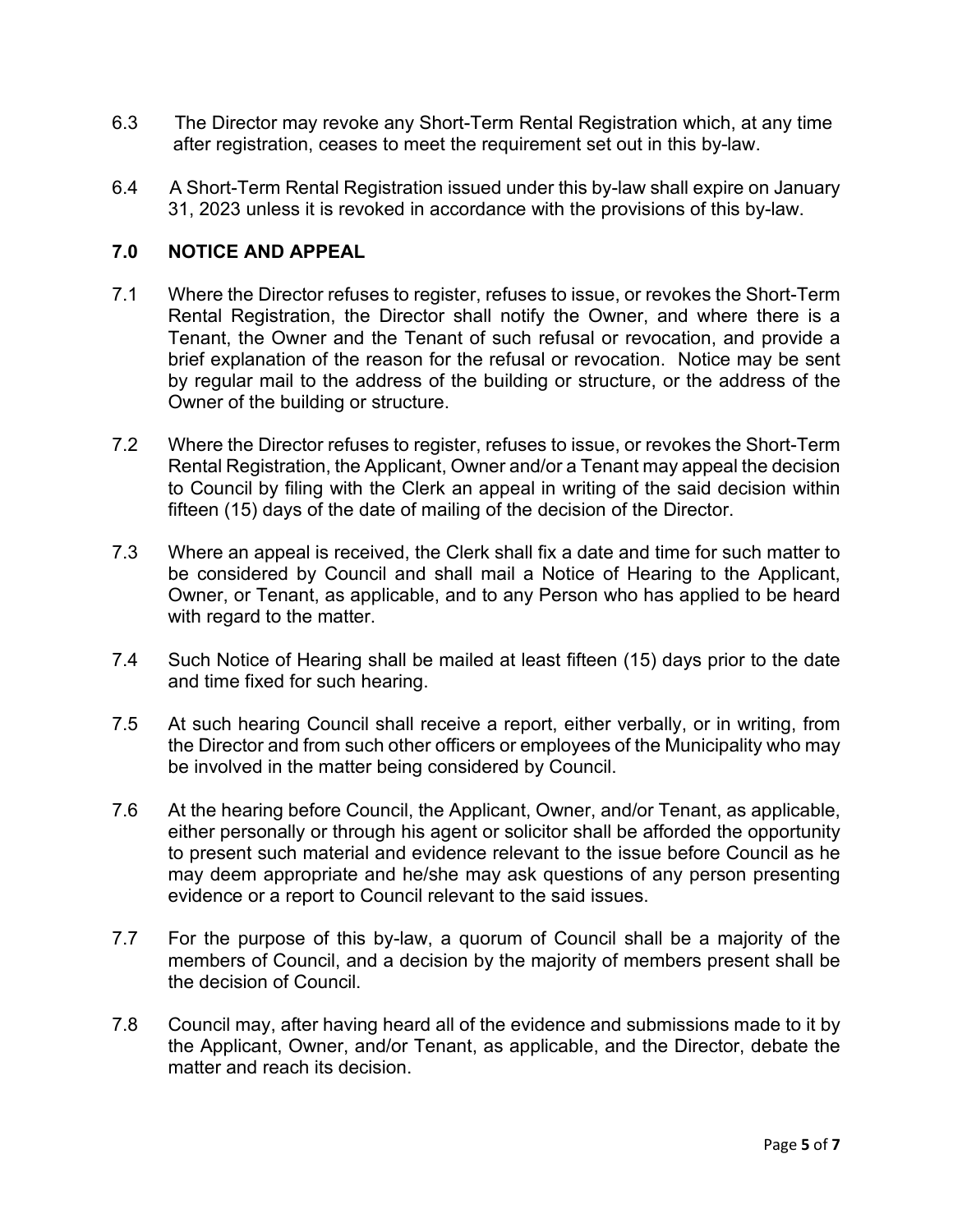6.3 The Director may revoke any Short-Term Rental Registration which, at any time after registration, ceases to meet the requirement set out in this by-law.

6.4 A Short-Term Rental Registration issued under this by-law shall expire on January 31, 2023 unless it is revoked in accordance with the provisions of this by-law.

## 7.0 NOTICE AND APPEAL

7.1 Where the Director refuses to register, refuses to issue, or revokes the Short-Term Rental Registration, the Director shall notify the Owner, and where there is a Tenant, the Owner and the Tenant of such refusal or revocation, and provide a brief explanation of the reason for the refusal or revocation. Notice may be sent by regular mail to the address of the building or structure, or the address of the Owner of the building or structure.

7.2 Where the Director refuses to register, refuses to issue, or revokes the Short-Term Rental Registration, the Applicant, Owner and/or a Tenant may appeal the decision to Council by filing with the Clerk an appeal in writing of the said decision within fifteen (15) days of the date of mailing of the decision of the Director.

7.3 Where an appeal is received, the Clerk shall fix a date and time for such matter to be considered by Council and shall mail a Notice of Hearing to the Applicant, Owner, or Tenant, as applicable, and to any Person who has applied to be heard with regard to the matter.

7.4 Such Notice of Hearing shall be mailed at least fifteen (15) days prior to the date and time fixed for such hearing.

7.5 At such hearing Council shall receive a report, either verbally, or in writing, from the Director and from such other officers or employees of the Municipality who may be involved in the matter being considered by Council.

7.6 At the hearing before Council, the Applicant, Owner, and/or Tenant, as applicable, either personally or through his agent or solicitor shall be afforded the opportunity to present such material and evidence relevant to the issue before Council as he may deem appropriate and he/she may ask questions of any person presenting evidence or a report to Council relevant to the said issues.

7.7 For the purpose of this by-law, a quorum of Council shall be a majority of the members of Council, and a decision by the majority of members present shall be the decision of Council.

7.8 Council may, after having heard all of the evidence and submissions made to it by the Applicant, Owner, and/or Tenant, as applicable, and the Director, debate the matter and reach its decision.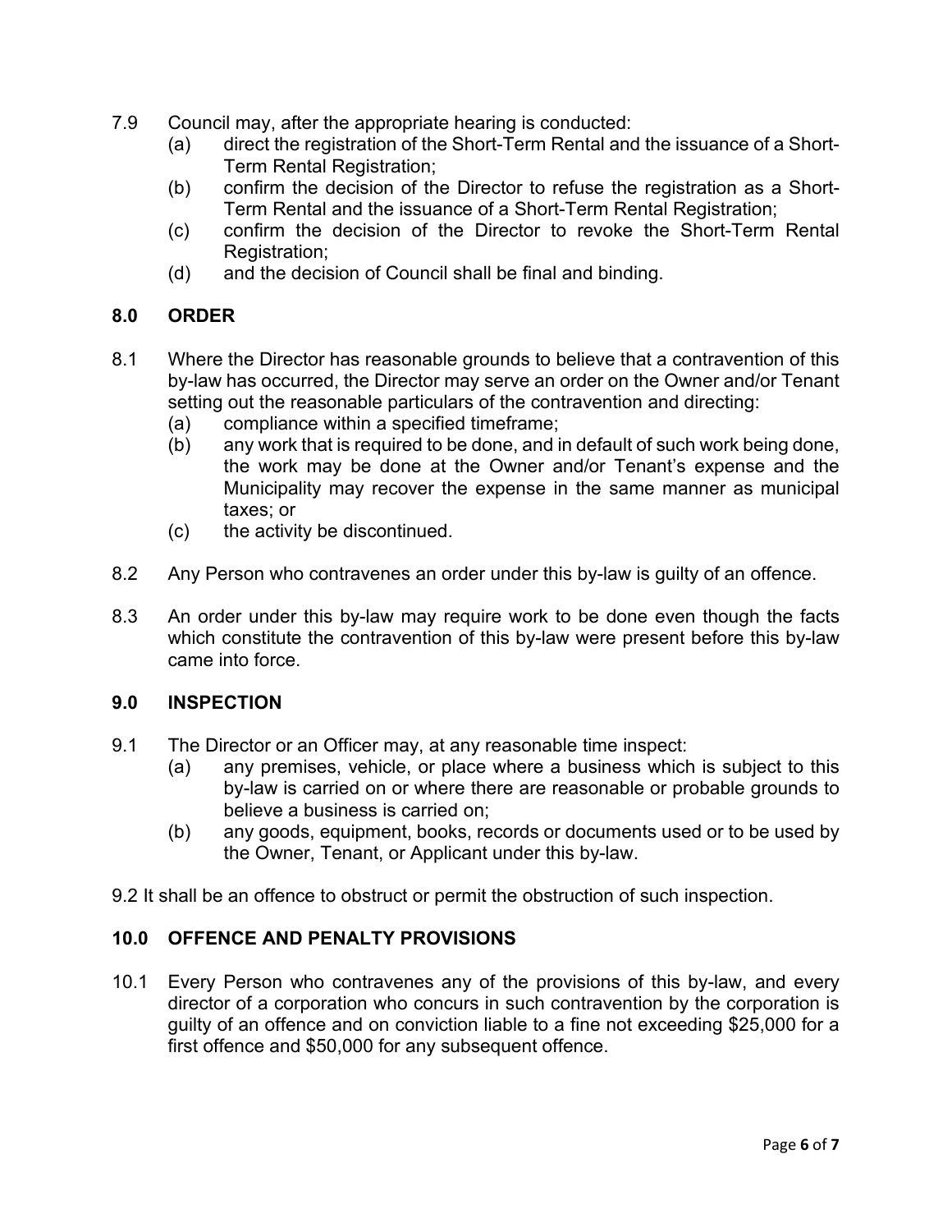7.9 Council may, after the appropriate hearing is conducted:
   - (a) direct the registration of the Short-Term Rental and the issuance of a Short-Term Rental Registration;
   - (b) confirm the decision of the Director to refuse the registration as a Short-Term Rental and the issuance of a Short-Term Rental Registration;
   - (c) confirm the decision of the Director to revoke the Short-Term Rental Registration;
   - (d) and the decision of Council shall be final and binding.

## 8.0 ORDER

8.1 Where the Director has reasonable grounds to believe that a contravention of this by-law has occurred, the Director may serve an order on the Owner and/or Tenant setting out the reasonable particulars of the contravention and directing:
   - (a) compliance within a specified timeframe;
   - (b) any work that is required to be done, and in default of such work being done, the work may be done at the Owner and/or Tenant's expense and the Municipality may recover the expense in the same manner as municipal taxes; or
   - (c) the activity be discontinued.

8.2 Any Person who contravenes an order under this by-law is guilty of an offence.

8.3 An order under this by-law may require work to be done even though the facts which constitute the contravention of this by-law were present before this by-law came into force.

## 9.0 INSPECTION

9.1 The Director or an Officer may, at any reasonable time inspect:
   - (a) any premises, vehicle, or place where a business which is subject to this by-law is carried on or where there are reasonable or probable grounds to believe a business is carried on;
   - (b) any goods, equipment, books, records or documents used or to be used by the Owner, Tenant, or Applicant under this by-law.

9.2 It shall be an offence to obstruct or permit the obstruction of such inspection.

## 10.0 OFFENCE AND PENALTY PROVISIONS

10.1 Every Person who contravenes any of the provisions of this by-law, and every director of a corporation who concurs in such contravention by the corporation is guilty of an offence and on conviction liable to a fine not exceeding $25,000 for a first offence and $50,000 for any subsequent offence.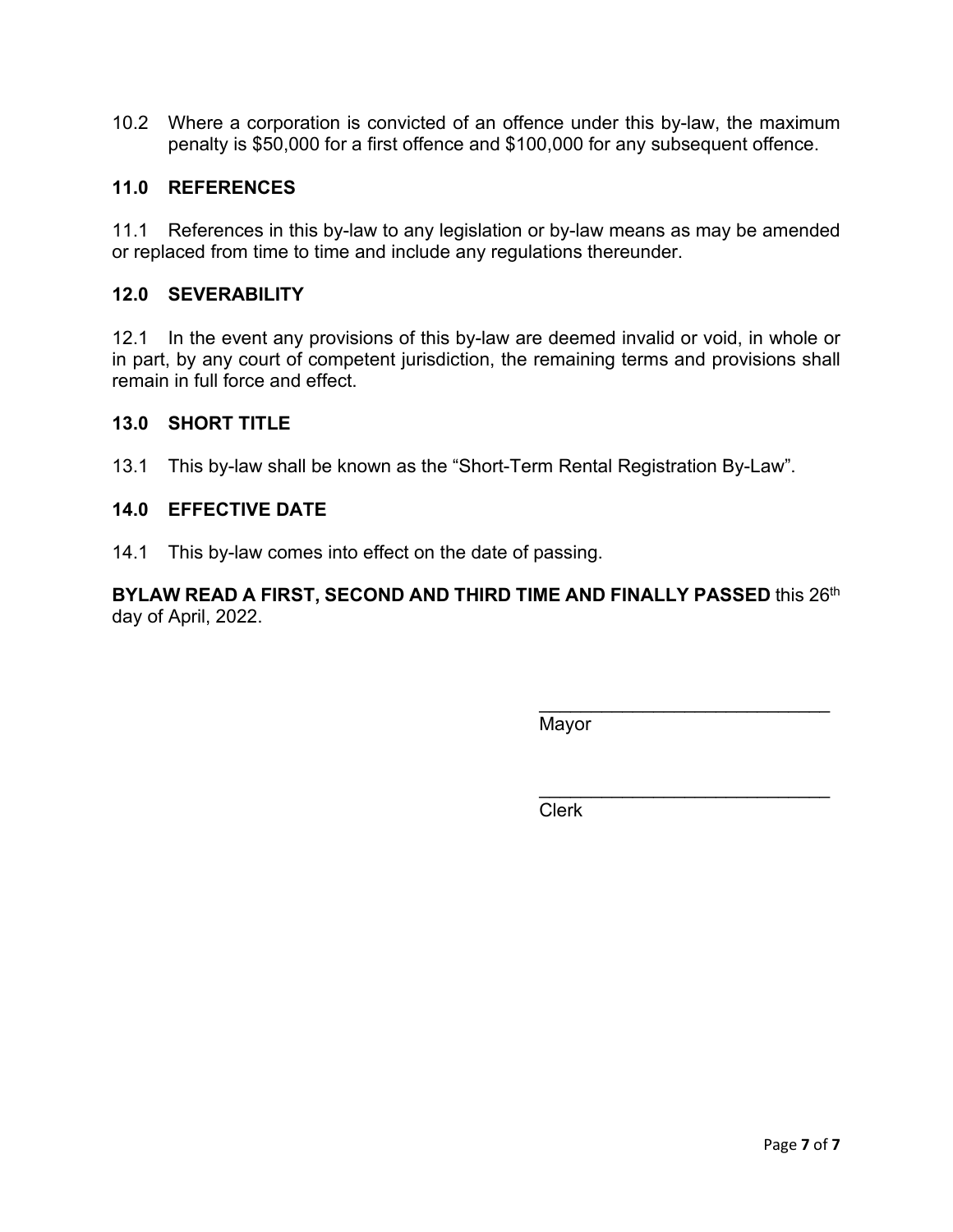10.2 Where a corporation is convicted of an offence under this by-law, the maximum penalty is $50,000 for a first offence and $100,000 for any subsequent offence.

## 11.0 REFERENCES

11.1 References in this by-law to any legislation or by-law means as may be amended or replaced from time to time and include any regulations thereunder.

## 12.0 SEVERABILITY

12.1 In the event any provisions of this by-law are deemed invalid or void, in whole or in part, by any court of competent jurisdiction, the remaining terms and provisions shall remain in full force and effect.

## 13.0 SHORT TITLE

13.1 This by-law shall be known as the "Short-Term Rental Registration By-Law".

## 14.0 EFFECTIVE DATE

14.1 This by-law comes into effect on the date of passing.

**BYLAW READ A FIRST, SECOND AND THIRD TIME AND FINALLY PASSED** this 26th day of April, 2022.

\_\_\_\_\_\_\_\_\_\_\_\_\_\_\_\_\_\_\_\_\_\_\_\_\_\_\_\_
Mayor

\_\_\_\_\_\_\_\_\_\_\_\_\_\_\_\_\_\_\_\_\_\_\_\_\_\_\_\_
Clerk